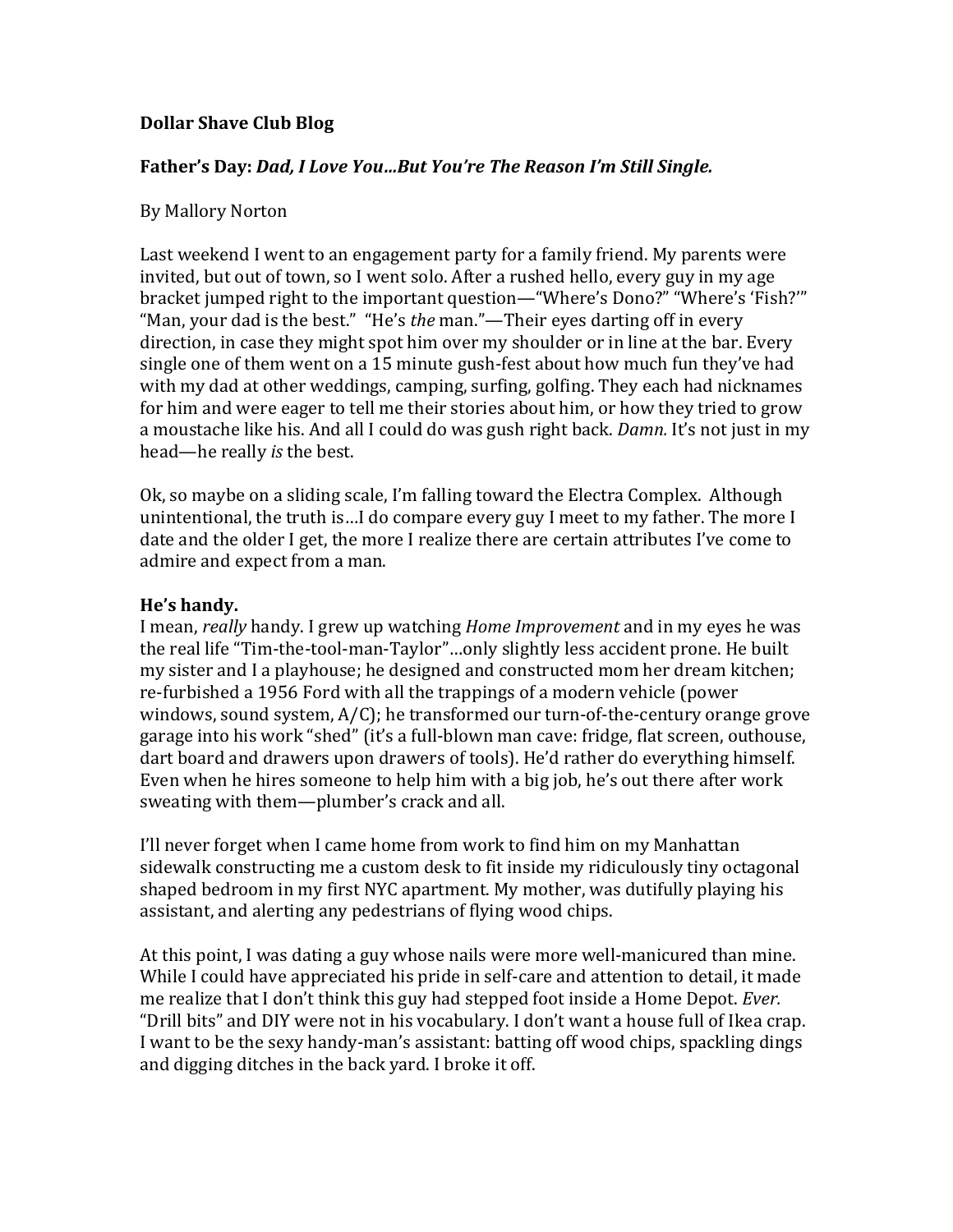**Dollar Shave Club Blog**

**Father's Day:** ***Dad, I Love You…But You're The Reason I'm Still Single.***

By Mallory Norton

Last weekend I went to an engagement party for a family friend. My parents were invited, but out of town, so I went solo. After a rushed hello, every guy in my age bracket jumped right to the important question—"Where's Dono?" "Where's 'Fish?'" "Man, your dad is the best." "He's *the* man."—Their eyes darting off in every direction, in case they might spot him over my shoulder or in line at the bar. Every single one of them went on a 15 minute gush-fest about how much fun they've had with my dad at other weddings, camping, surfing, golfing. They each had nicknames for him and were eager to tell me their stories about him, or how they tried to grow a moustache like his. And all I could do was gush right back. *Damn.* It's not just in my head—he really *is* the best.

Ok, so maybe on a sliding scale, I'm falling toward the Electra Complex. Although unintentional, the truth is…I do compare every guy I meet to my father. The more I date and the older I get, the more I realize there are certain attributes I've come to admire and expect from a man.

**He's handy.**

I mean, *really* handy. I grew up watching *Home Improvement* and in my eyes he was the real life "Tim-the-tool-man-Taylor"…only slightly less accident prone. He built my sister and I a playhouse; he designed and constructed mom her dream kitchen; re-furbished a 1956 Ford with all the trappings of a modern vehicle (power windows, sound system, A/C); he transformed our turn-of-the-century orange grove garage into his work "shed" (it's a full-blown man cave: fridge, flat screen, outhouse, dart board and drawers upon drawers of tools). He'd rather do everything himself. Even when he hires someone to help him with a big job, he's out there after work sweating with them—plumber's crack and all.

I'll never forget when I came home from work to find him on my Manhattan sidewalk constructing me a custom desk to fit inside my ridiculously tiny octagonal shaped bedroom in my first NYC apartment. My mother, was dutifully playing his assistant, and alerting any pedestrians of flying wood chips.

At this point, I was dating a guy whose nails were more well-manicured than mine. While I could have appreciated his pride in self-care and attention to detail, it made me realize that I don't think this guy had stepped foot inside a Home Depot. *Ever.* "Drill bits" and DIY were not in his vocabulary. I don't want a house full of Ikea crap. I want to be the sexy handy-man's assistant: batting off wood chips, spackling dings and digging ditches in the back yard. I broke it off.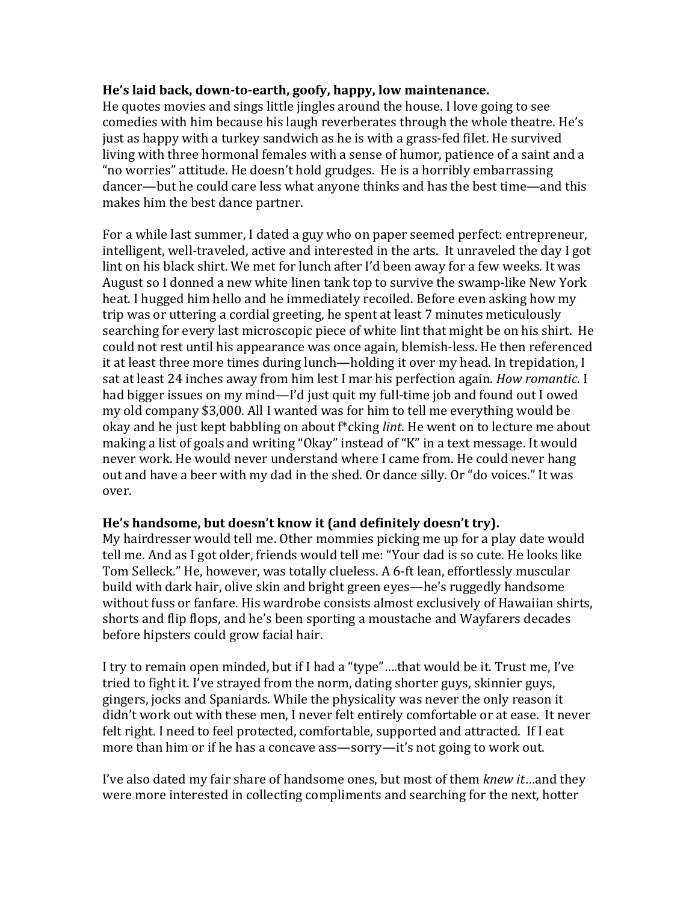**He's laid back, down-to-earth, goofy, happy, low maintenance.**
He quotes movies and sings little jingles around the house. I love going to see comedies with him because his laugh reverberates through the whole theatre. He's just as happy with a turkey sandwich as he is with a grass-fed filet. He survived living with three hormonal females with a sense of humor, patience of a saint and a "no worries" attitude. He doesn't hold grudges. He is a horribly embarrassing dancer—but he could care less what anyone thinks and has the best time—and this makes him the best dance partner.

For a while last summer, I dated a guy who on paper seemed perfect: entrepreneur, intelligent, well-traveled, active and interested in the arts. It unraveled the day I got lint on his black shirt. We met for lunch after I'd been away for a few weeks. It was August so I donned a new white linen tank top to survive the swamp-like New York heat. I hugged him hello and he immediately recoiled. Before even asking how my trip was or uttering a cordial greeting, he spent at least 7 minutes meticulously searching for every last microscopic piece of white lint that might be on his shirt. He could not rest until his appearance was once again, blemish-less. He then referenced it at least three more times during lunch—holding it over my head. In trepidation, I sat at least 24 inches away from him lest I mar his perfection again. *How romantic*. I had bigger issues on my mind—I'd just quit my full-time job and found out I owed my old company $3,000. All I wanted was for him to tell me everything would be okay and he just kept babbling on about f*cking *lint*. He went on to lecture me about making a list of goals and writing "Okay" instead of "K" in a text message. It would never work. He would never understand where I came from. He could never hang out and have a beer with my dad in the shed. Or dance silly. Or "do voices." It was over.

**He's handsome, but doesn't know it (and definitely doesn't try).**
My hairdresser would tell me. Other mommies picking me up for a play date would tell me. And as I got older, friends would tell me: "Your dad is so cute. He looks like Tom Selleck." He, however, was totally clueless. A 6-ft lean, effortlessly muscular build with dark hair, olive skin and bright green eyes—he's ruggedly handsome without fuss or fanfare. His wardrobe consists almost exclusively of Hawaiian shirts, shorts and flip flops, and he's been sporting a moustache and Wayfarers decades before hipsters could grow facial hair.

I try to remain open minded, but if I had a "type"….that would be it. Trust me, I've tried to fight it. I've strayed from the norm, dating shorter guys, skinnier guys, gingers, jocks and Spaniards. While the physicality was never the only reason it didn't work out with these men, I never felt entirely comfortable or at ease. It never felt right. I need to feel protected, comfortable, supported and attracted. If I eat more than him or if he has a concave ass—sorry—it's not going to work out.

I've also dated my fair share of handsome ones, but most of them *knew it*…and they were more interested in collecting compliments and searching for the next, hotter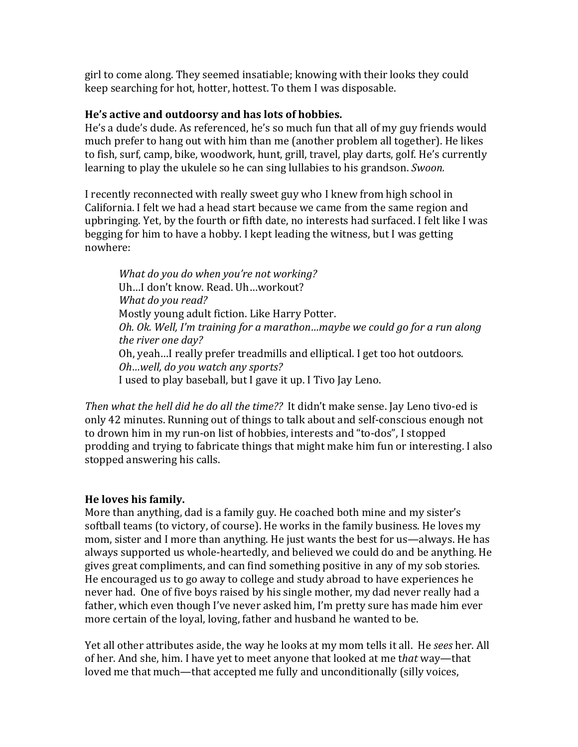girl to come along. They seemed insatiable; knowing with their looks they could keep searching for hot, hotter, hottest. To them I was disposable.

**He's active and outdoorsy and has lots of hobbies.**
He's a dude's dude. As referenced, he's so much fun that all of my guy friends would much prefer to hang out with him than me (another problem all together). He likes to fish, surf, camp, bike, woodwork, hunt, grill, travel, play darts, golf. He's currently learning to play the ukulele so he can sing lullabies to his grandson. *Swoon.*

I recently reconnected with really sweet guy who I knew from high school in California. I felt we had a head start because we came from the same region and upbringing. Yet, by the fourth or fifth date, no interests had surfaced. I felt like I was begging for him to have a hobby. I kept leading the witness, but I was getting nowhere:

> *What do you do when you're not working?*
> Uh…I don't know. Read. Uh…workout?
> *What do you read?*
> Mostly young adult fiction. Like Harry Potter.
> *Oh. Ok. Well, I'm training for a marathon…maybe we could go for a run along the river one day?*
> Oh, yeah…I really prefer treadmills and elliptical. I get too hot outdoors.
> *Oh…well, do you watch any sports?*
> I used to play baseball, but I gave it up. I Tivo Jay Leno.

*Then what the hell did he do all the time??* It didn't make sense. Jay Leno tivo-ed is only 42 minutes. Running out of things to talk about and self-conscious enough not to drown him in my run-on list of hobbies, interests and "to-dos", I stopped prodding and trying to fabricate things that might make him fun or interesting. I also stopped answering his calls.

**He loves his family.**
More than anything, dad is a family guy. He coached both mine and my sister's softball teams (to victory, of course). He works in the family business. He loves my mom, sister and I more than anything. He just wants the best for us—always. He has always supported us whole-heartedly, and believed we could do and be anything. He gives great compliments, and can find something positive in any of my sob stories. He encouraged us to go away to college and study abroad to have experiences he never had. One of five boys raised by his single mother, my dad never really had a father, which even though I've never asked him, I'm pretty sure has made him ever more certain of the loyal, loving, father and husband he wanted to be.

Yet all other attributes aside, the way he looks at my mom tells it all. He *sees* her. All of her. And she, him. I have yet to meet anyone that looked at me t*hat* way—that loved me that much—that accepted me fully and unconditionally (silly voices,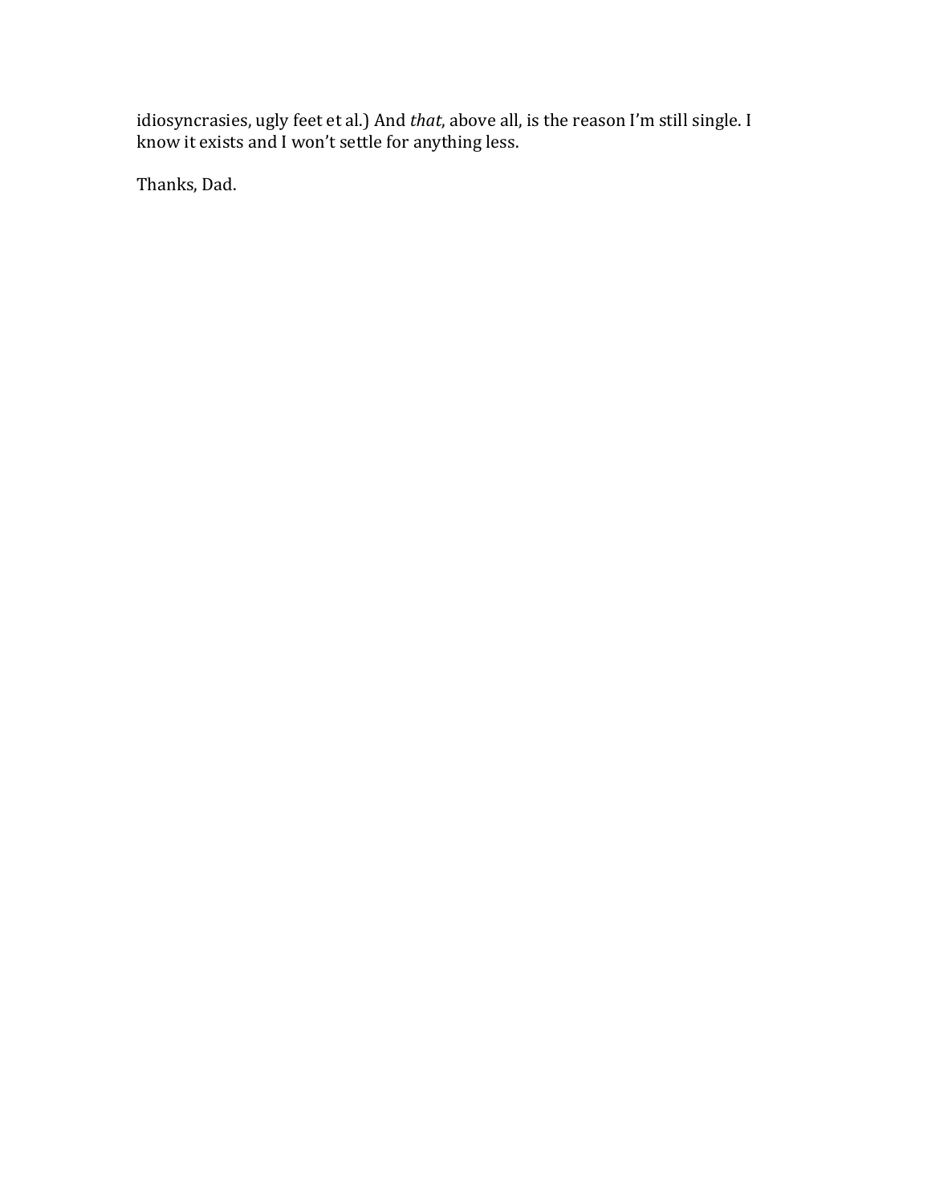idiosyncrasies, ugly feet et al.) And *that*, above all, is the reason I'm still single. I know it exists and I won't settle for anything less.

Thanks, Dad.